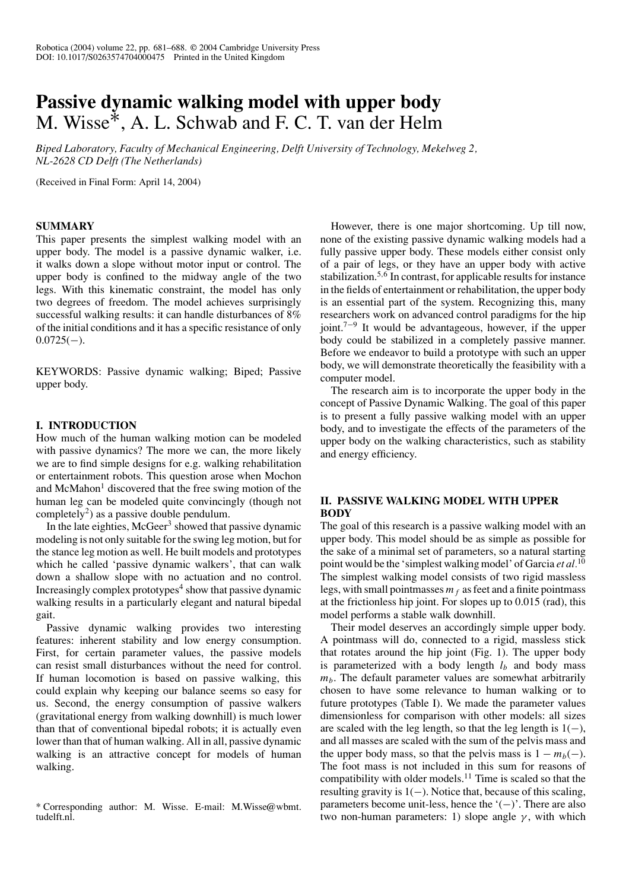# Passive dynamic walking model with upper body

M. Wisse*, A. L. Schwab and F. C. T. van der Helm

*Biped Laboratory, Faculty of Mechanical Engineering, Delft University of Technology, Mekelweg 2, NL-2628 CD Delft (The Netherlands)*

(Received in Final Form: April 14, 2004)

## SUMMARY

This paper presents the simplest walking model with an upper body. The model is a passive dynamic walker, i.e. it walks down a slope without motor input or control. The upper body is confined to the midway angle of the two legs. With this kinematic constraint, the model has only two degrees of freedom. The model achieves surprisingly successful walking results: it can handle disturbances of 8% of the initial conditions and it has a specific resistance of only 0.0725(−).

KEYWORDS: Passive dynamic walking; Biped; Passive upper body.

## I. INTRODUCTION

How much of the human walking motion can be modeled with passive dynamics? The more we can, the more likely we are to find simple designs for e.g. walking rehabilitation or entertainment robots. This question arose when Mochon and McMahon[1] discovered that the free swing motion of the human leg can be modeled quite convincingly (though not completely[2]) as a passive double pendulum.

In the late eighties, McGeer[3] showed that passive dynamic modeling is not only suitable for the swing leg motion, but for the stance leg motion as well. He built models and prototypes which he called 'passive dynamic walkers', that can walk down a shallow slope with no actuation and no control. Increasingly complex prototypes[4] show that passive dynamic walking results in a particularly elegant and natural bipedal gait.

Passive dynamic walking provides two interesting features: inherent stability and low energy consumption. First, for certain parameter values, the passive models can resist small disturbances without the need for control. If human locomotion is based on passive walking, this could explain why keeping our balance seems so easy for us. Second, the energy consumption of passive walkers (gravitational energy from walking downhill) is much lower than that of conventional bipedal robots; it is actually even lower than that of human walking. All in all, passive dynamic walking is an attractive concept for models of human walking.

However, there is one major shortcoming. Up till now, none of the existing passive dynamic walking models had a fully passive upper body. These models either consist only of a pair of legs, or they have an upper body with active stabilization.[5,6] In contrast, for applicable results for instance in the fields of entertainment or rehabilitation, the upper body is an essential part of the system. Recognizing this, many researchers work on advanced control paradigms for the hip joint.[7–9] It would be advantageous, however, if the upper body could be stabilized in a completely passive manner. Before we endeavor to build a prototype with such an upper body, we will demonstrate theoretically the feasibility with a computer model.

The research aim is to incorporate the upper body in the concept of Passive Dynamic Walking. The goal of this paper is to present a fully passive walking model with an upper body, and to investigate the effects of the parameters of the upper body on the walking characteristics, such as stability and energy efficiency.

## II. PASSIVE WALKING MODEL WITH UPPER BODY

The goal of this research is a passive walking model with an upper body. This model should be as simple as possible for the sake of a minimal set of parameters, so a natural starting point would be the 'simplest walking model' of Garcia *et al.*[10] The simplest walking model consists of two rigid massless legs, with small pointmasses $m_f$ as feet and a finite pointmass at the frictionless hip joint. For slopes up to 0.015 (rad), this model performs a stable walk downhill.

Their model deserves an accordingly simple upper body. A pointmass will do, connected to a rigid, massless stick that rotates around the hip joint (Fig. 1). The upper body is parameterized with a body length $l_b$ and body mass $m_b$. The default parameter values are somewhat arbitrarily chosen to have some relevance to human walking or to future prototypes (Table I). We made the parameter values dimensionless for comparison with other models: all sizes are scaled with the leg length, so that the leg length is 1(−), and all masses are scaled with the sum of the pelvis mass and the upper body mass, so that the pelvis mass is $1 - m_b$(−). The foot mass is not included in this sum for reasons of compatibility with older models.[11] Time is scaled so that the resulting gravity is 1(−). Notice that, because of this scaling, parameters become unit-less, hence the '(−)'. There are also two non-human parameters: 1) slope angle $\gamma$, with which

\* Corresponding author: M. Wisse. E-mail: M.Wisse@wbmt.tudelft.nl.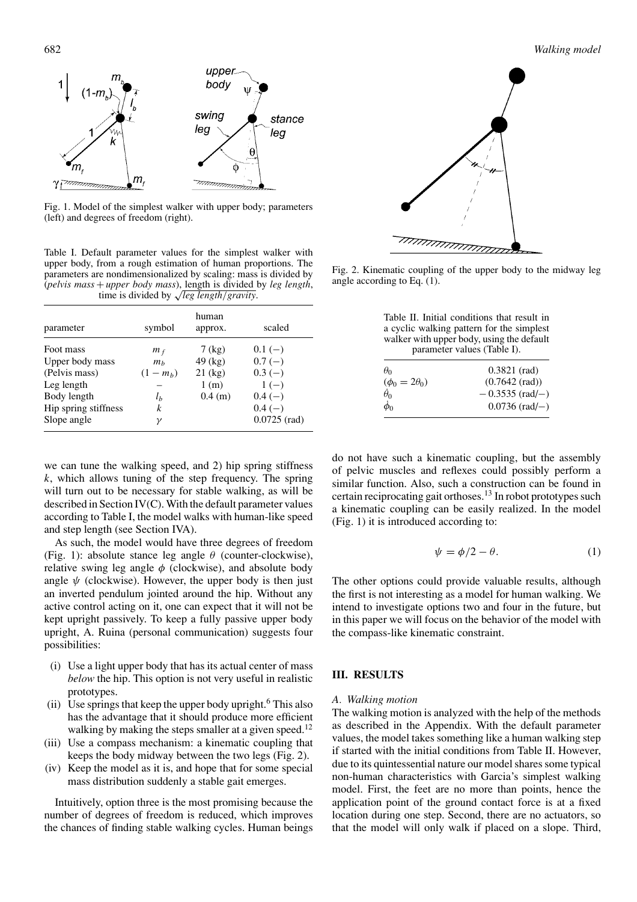Fig. 1. Model of the simplest walker with upper body; parameters (left) and degrees of freedom (right).

Table I. Default parameter values for the simplest walker with upper body, from a rough estimation of human proportions. The parameters are nondimensionalized by scaling: mass is divided by (*pelvis mass* + *upper body mass*), length is divided by *leg length*, time is divided by $\sqrt{leg\ length/gravity}$.

| parameter | symbol | human approx. | scaled |
|---|---|---|---|
| Foot mass | $m_f$ | 7 (kg) | 0.1 (−) |
| Upper body mass | $m_b$ | 49 (kg) | 0.7 (−) |
| (Pelvis mass) | $(1 - m_b)$ | 21 (kg) | 0.3 (−) |
| Leg length | – | 1 (m) | 1 (−) |
| Body length | $l_b$ | 0.4 (m) | 0.4 (−) |
| Hip spring stiffness | $k$ | | 0.4 (−) |
| Slope angle | $\gamma$ | | 0.0725 (rad) |

we can tune the walking speed, and 2) hip spring stiffness $k$, which allows tuning of the step frequency. The spring will turn out to be necessary for stable walking, as will be described in Section IV(C). With the default parameter values according to Table I, the model walks with human-like speed and step length (see Section IVA).

As such, the model would have three degrees of freedom (Fig. 1): absolute stance leg angle $\theta$ (counter-clockwise), relative swing leg angle $\phi$ (clockwise), and absolute body angle $\psi$ (clockwise). However, the upper body is then just an inverted pendulum jointed around the hip. Without any active control acting on it, one can expect that it will not be kept upright passively. To keep a fully passive upper body upright, A. Ruina (personal communication) suggests four possibilities:

(i) Use a light upper body that has its actual center of mass *below* the hip. This option is not very useful in realistic prototypes.
(ii) Use springs that keep the upper body upright.[6] This also has the advantage that it should produce more efficient walking by making the steps smaller at a given speed.[12]
(iii) Use a compass mechanism: a kinematic coupling that keeps the body midway between the two legs (Fig. 2).
(iv) Keep the model as it is, and hope that for some special mass distribution suddenly a stable gait emerges.

Intuitively, option three is the most promising because the number of degrees of freedom is reduced, which improves the chances of finding stable walking cycles. Human beings do not have such a kinematic coupling, but the assembly of pelvic muscles and reflexes could possibly perform a similar function. Also, such a construction can be found in certain reciprocating gait orthoses.[13] In robot prototypes such a kinematic coupling can be easily realized. In the model (Fig. 1) it is introduced according to:

$$\psi = \phi/2 - \theta. \tag{1}$$

The other options could provide valuable results, although the first is not interesting as a model for human walking. We intend to investigate options two and four in the future, but in this paper we will focus on the behavior of the model with the compass-like kinematic constraint.

Fig. 2. Kinematic coupling of the upper body to the midway leg angle according to Eq. (1).

Table II. Initial conditions that result in a cyclic walking pattern for the simplest walker with upper body, using the default parameter values (Table I).

| | |
|---|---|
| $\theta_0$ | 0.3821 (rad) |
| $(\phi_0 = 2\theta_0)$ | (0.7642 (rad)) |
| $\dot{\theta}_0$ | −0.3535 (rad/−) |
| $\dot{\phi}_0$ | 0.0736 (rad/−) |

## III. RESULTS

### A. Walking motion

The walking motion is analyzed with the help of the methods as described in the Appendix. With the default parameter values, the model takes something like a human walking step if started with the initial conditions from Table II. However, due to its quintessential nature our model shares some typical non-human characteristics with Garcia's simplest walking model. First, the feet are no more than points, hence the application point of the ground contact force is at a fixed location during one step. Second, there are no actuators, so that the model will only walk if placed on a slope. Third,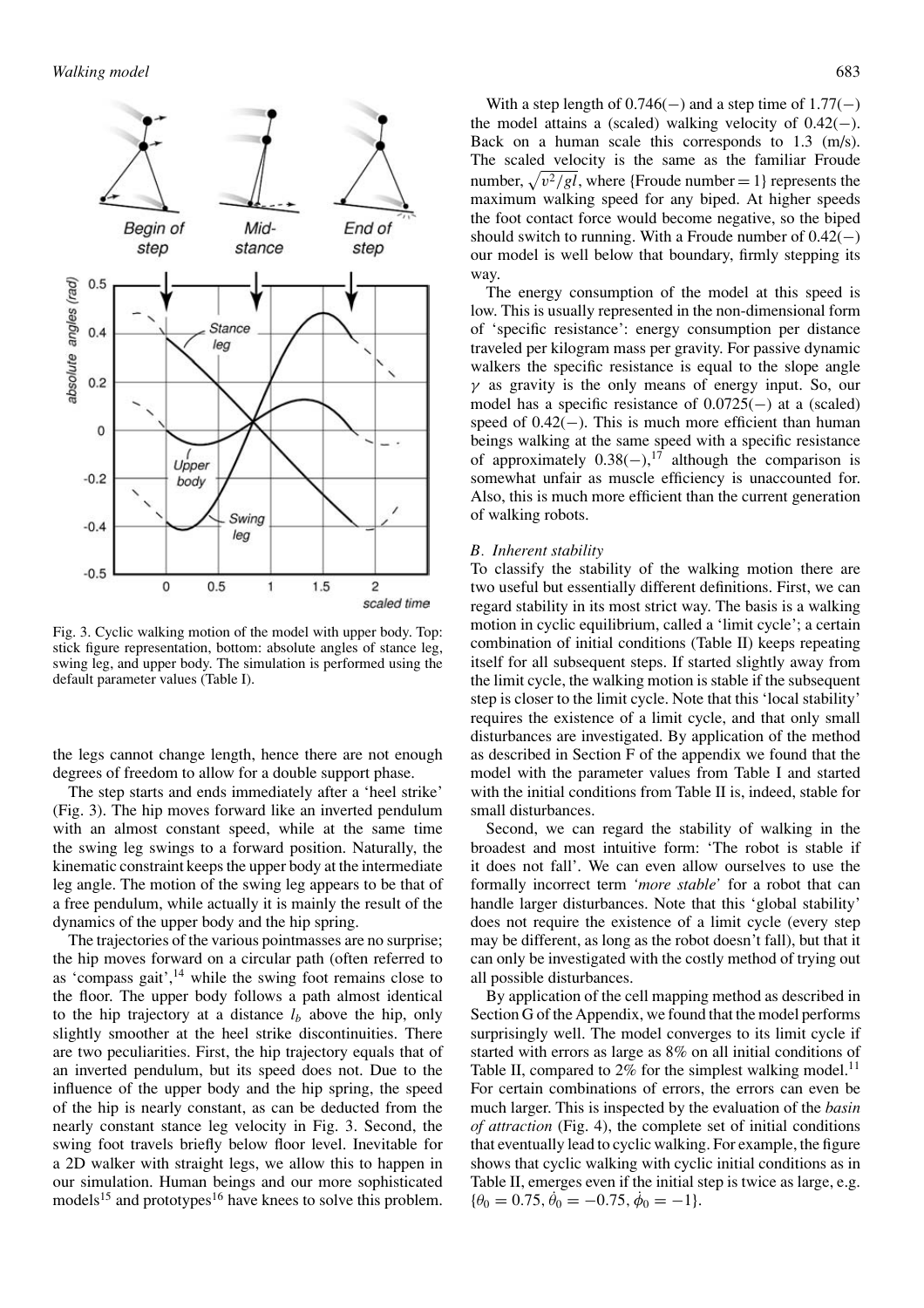Fig. 3. Cyclic walking motion of the model with upper body. Top: stick figure representation, bottom: absolute angles of stance leg, swing leg, and upper body. The simulation is performed using the default parameter values (Table I).

the legs cannot change length, hence there are not enough degrees of freedom to allow for a double support phase.

The step starts and ends immediately after a 'heel strike' (Fig. 3). The hip moves forward like an inverted pendulum with an almost constant speed, while at the same time the swing leg swings to a forward position. Naturally, the kinematic constraint keeps the upper body at the intermediate leg angle. The motion of the swing leg appears to be that of a free pendulum, while actually it is mainly the result of the dynamics of the upper body and the hip spring.

The trajectories of the various pointmasses are no surprise; the hip moves forward on a circular path (often referred to as 'compass gait',[14] while the swing foot remains close to the floor. The upper body follows a path almost identical to the hip trajectory at a distance $l_b$ above the hip, only slightly smoother at the heel strike discontinuities. There are two peculiarities. First, the hip trajectory equals that of an inverted pendulum, but its speed does not. Due to the influence of the upper body and the hip spring, the speed of the hip is nearly constant, as can be deducted from the nearly constant stance leg velocity in Fig. 3. Second, the swing foot travels briefly below floor level. Inevitable for a 2D walker with straight legs, we allow this to happen in our simulation. Human beings and our more sophisticated models[15] and prototypes[16] have knees to solve this problem.

With a step length of 0.746(−) and a step time of 1.77(−) the model attains a (scaled) walking velocity of 0.42(−). Back on a human scale this corresponds to 1.3 (m/s). The scaled velocity is the same as the familiar Froude number, $\sqrt{v^2/gl}$, where {Froude number = 1} represents the maximum walking speed for any biped. At higher speeds the foot contact force would become negative, so the biped should switch to running. With a Froude number of 0.42(−) our model is well below that boundary, firmly stepping its way.

The energy consumption of the model at this speed is low. This is usually represented in the non-dimensional form of 'specific resistance': energy consumption per distance traveled per kilogram mass per gravity. For passive dynamic walkers the specific resistance is equal to the slope angle $\gamma$ as gravity is the only means of energy input. So, our model has a specific resistance of 0.0725(−) at a (scaled) speed of 0.42(−). This is much more efficient than human beings walking at the same speed with a specific resistance of approximately 0.38(−),[17] although the comparison is somewhat unfair as muscle efficiency is unaccounted for. Also, this is much more efficient than the current generation of walking robots.

### *B. Inherent stability*

To classify the stability of the walking motion there are two useful but essentially different definitions. First, we can regard stability in its most strict way. The basis is a walking motion in cyclic equilibrium, called a 'limit cycle'; a certain combination of initial conditions (Table II) keeps repeating itself for all subsequent steps. If started slightly away from the limit cycle, the walking motion is stable if the subsequent step is closer to the limit cycle. Note that this 'local stability' requires the existence of a limit cycle, and that only small disturbances are investigated. By application of the method as described in Section F of the appendix we found that the model with the parameter values from Table I and started with the initial conditions from Table II is, indeed, stable for small disturbances.

Second, we can regard the stability of walking in the broadest and most intuitive form: 'The robot is stable if it does not fall'. We can even allow ourselves to use the formally incorrect term *'more stable'* for a robot that can handle larger disturbances. Note that this 'global stability' does not require the existence of a limit cycle (every step may be different, as long as the robot doesn't fall), but that it can only be investigated with the costly method of trying out all possible disturbances.

By application of the cell mapping method as described in Section G of the Appendix, we found that the model performs surprisingly well. The model converges to its limit cycle if started with errors as large as 8% on all initial conditions of Table II, compared to 2% for the simplest walking model.[11] For certain combinations of errors, the errors can even be much larger. This is inspected by the evaluation of the *basin of attraction* (Fig. 4), the complete set of initial conditions that eventually lead to cyclic walking. For example, the figure shows that cyclic walking with cyclic initial conditions as in Table II, emerges even if the initial step is twice as large, e.g. $\{\theta_0 = 0.75, \dot{\theta}_0 = -0.75, \dot{\phi}_0 = -1\}$.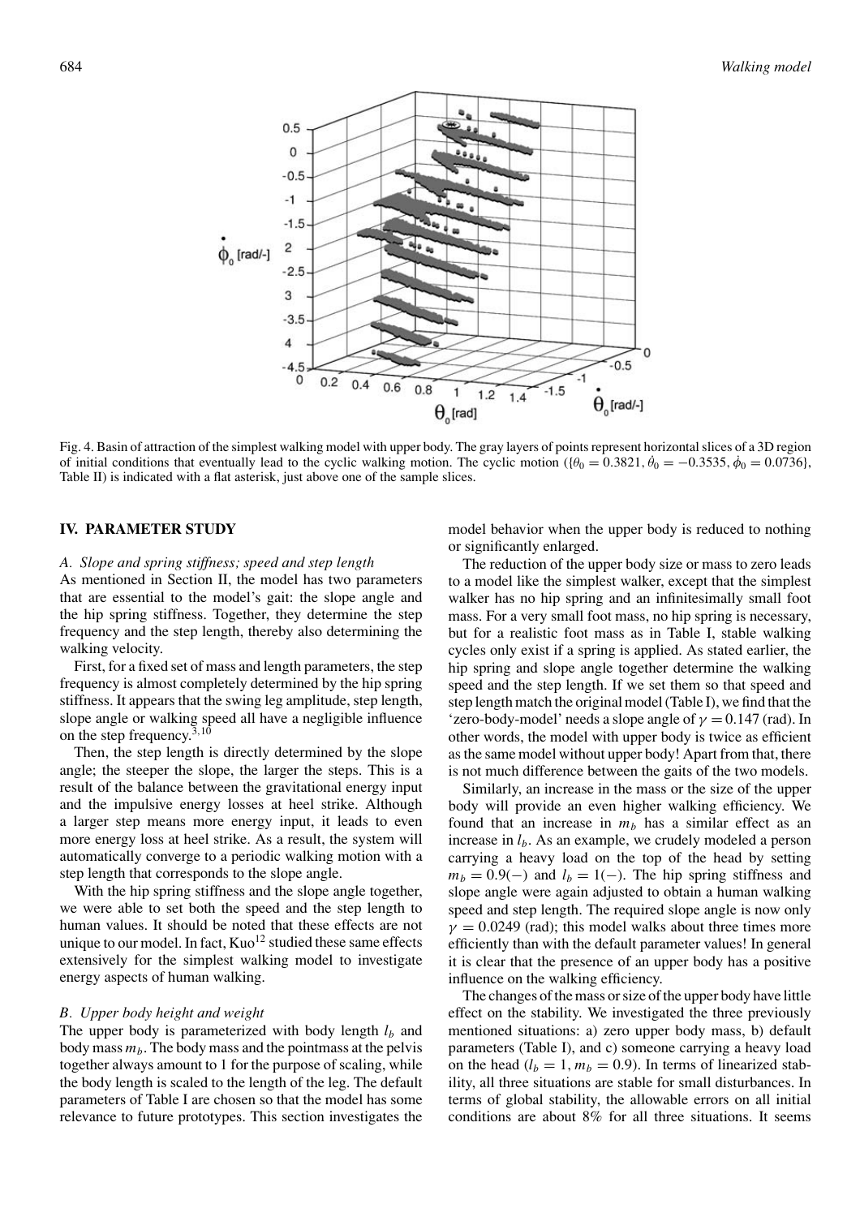Fig. 4. Basin of attraction of the simplest walking model with upper body. The gray layers of points represent horizontal slices of a 3D region of initial conditions that eventually lead to the cyclic walking motion. The cyclic motion ($\{\theta_0 = 0.3821, \dot{\theta}_0 = -0.3535, \dot{\phi}_0 = 0.0736\}$, Table II) is indicated with a flat asterisk, just above one of the sample slices.

## IV. PARAMETER STUDY

### *A. Slope and spring stiffness; speed and step length*

As mentioned in Section II, the model has two parameters that are essential to the model's gait: the slope angle and the hip spring stiffness. Together, they determine the step frequency and the step length, thereby also determining the walking velocity.

First, for a fixed set of mass and length parameters, the step frequency is almost completely determined by the hip spring stiffness. It appears that the swing leg amplitude, step length, slope angle or walking speed all have a negligible influence on the step frequency.[3,10]

Then, the step length is directly determined by the slope angle; the steeper the slope, the larger the steps. This is a result of the balance between the gravitational energy input and the impulsive energy losses at heel strike. Although a larger step means more energy input, it leads to even more energy loss at heel strike. As a result, the system will automatically converge to a periodic walking motion with a step length that corresponds to the slope angle.

With the hip spring stiffness and the slope angle together, we were able to set both the speed and the step length to human values. It should be noted that these effects are not unique to our model. In fact, Kuo[12] studied these same effects extensively for the simplest walking model to investigate energy aspects of human walking.

### *B. Upper body height and weight*

The upper body is parameterized with body length $l_b$ and body mass $m_b$. The body mass and the pointmass at the pelvis together always amount to 1 for the purpose of scaling, while the body length is scaled to the length of the leg. The default parameters of Table I are chosen so that the model has some relevance to future prototypes. This section investigates the model behavior when the upper body is reduced to nothing or significantly enlarged.

The reduction of the upper body size or mass to zero leads to a model like the simplest walker, except that the simplest walker has no hip spring and an infinitesimally small foot mass. For a very small foot mass, no hip spring is necessary, but for a realistic foot mass as in Table I, stable walking cycles only exist if a spring is applied. As stated earlier, the hip spring and slope angle together determine the walking speed and the step length. If we set them so that speed and step length match the original model (Table I), we find that the 'zero-body-model' needs a slope angle of $\gamma = 0.147$ (rad). In other words, the model with upper body is twice as efficient as the same model without upper body! Apart from that, there is not much difference between the gaits of the two models.

Similarly, an increase in the mass or the size of the upper body will provide an even higher walking efficiency. We found that an increase in $m_b$ has a similar effect as an increase in $l_b$. As an example, we crudely modeled a person carrying a heavy load on the top of the head by setting $m_b = 0.9(-)$ and $l_b = 1(-)$. The hip spring stiffness and slope angle were again adjusted to obtain a human walking speed and step length. The required slope angle is now only $\gamma = 0.0249$ (rad); this model walks about three times more efficiently than with the default parameter values! In general it is clear that the presence of an upper body has a positive influence on the walking efficiency.

The changes of the mass or size of the upper body have little effect on the stability. We investigated the three previously mentioned situations: a) zero upper body mass, b) default parameters (Table I), and c) someone carrying a heavy load on the head ($l_b = 1, m_b = 0.9$). In terms of linearized stability, all three situations are stable for small disturbances. In terms of global stability, the allowable errors on all initial conditions are about 8% for all three situations. It seems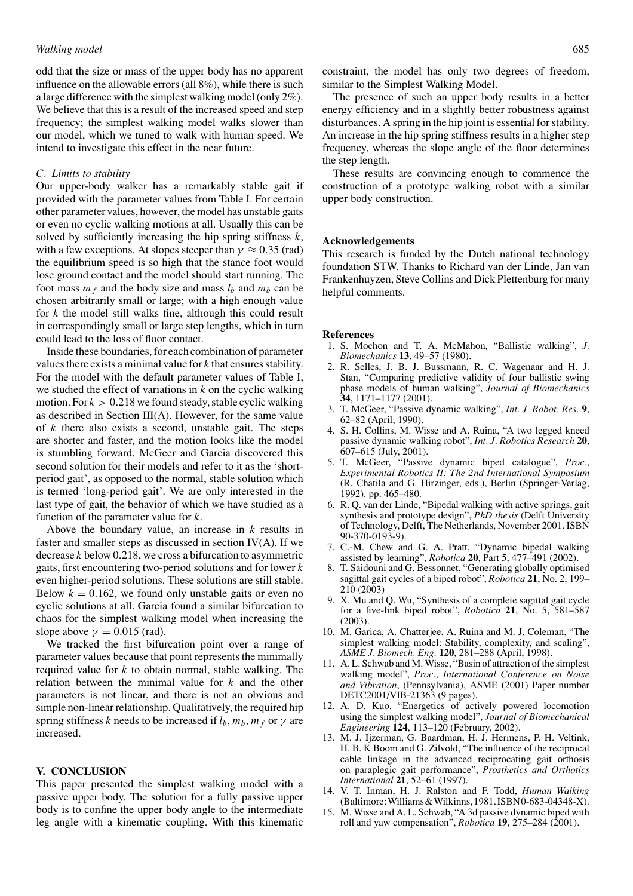odd that the size or mass of the upper body has no apparent influence on the allowable errors (all 8%), while there is such a large difference with the simplest walking model (only 2%). We believe that this is a result of the increased speed and step frequency; the simplest walking model walks slower than our model, which we tuned to walk with human speed. We intend to investigate this effect in the near future.

### *C. Limits to stability*

Our upper-body walker has a remarkably stable gait if provided with the parameter values from Table I. For certain other parameter values, however, the model has unstable gaits or even no cyclic walking motions at all. Usually this can be solved by sufficiently increasing the hip spring stiffness $k$, with a few exceptions. At slopes steeper than $\gamma \approx 0.35$ (rad) the equilibrium speed is so high that the stance foot would lose ground contact and the model should start running. The foot mass $m_f$ and the body size and mass $l_b$ and $m_b$ can be chosen arbitrarily small or large; with a high enough value for $k$ the model still walks fine, although this could result in correspondingly small or large step lengths, which in turn could lead to the loss of floor contact.

Inside these boundaries, for each combination of parameter values there exists a minimal value for $k$ that ensures stability. For the model with the default parameter values of Table I, we studied the effect of variations in $k$ on the cyclic walking motion. For $k > 0.218$ we found steady, stable cyclic walking as described in Section III(A). However, for the same value of $k$ there also exists a second, unstable gait. The steps are shorter and faster, and the motion looks like the model is stumbling forward. McGeer and Garcia discovered this second solution for their models and refer to it as the 'short-period gait', as opposed to the normal, stable solution which is termed 'long-period gait'. We are only interested in the last type of gait, the behavior of which we have studied as a function of the parameter value for $k$.

Above the boundary value, an increase in $k$ results in faster and smaller steps as discussed in section IV(A). If we decrease $k$ below 0.218, we cross a bifurcation to asymmetric gaits, first encountering two-period solutions and for lower $k$ even higher-period solutions. These solutions are still stable. Below $k = 0.162$, we found only unstable gaits or even no cyclic solutions at all. Garcia found a similar bifurcation to chaos for the simplest walking model when increasing the slope above $\gamma = 0.015$ (rad).

We tracked the first bifurcation point over a range of parameter values because that point represents the minimally required value for $k$ to obtain normal, stable walking. The relation between the minimal value for $k$ and the other parameters is not linear, and there is not an obvious and simple non-linear relationship. Qualitatively, the required hip spring stiffness $k$ needs to be increased if $l_b$, $m_b$, $m_f$ or $\gamma$ are increased.

## V. CONCLUSION

This paper presented the simplest walking model with a passive upper body. The solution for a fully passive upper body is to confine the upper body angle to the intermediate leg angle with a kinematic coupling. With this kinematic constraint, the model has only two degrees of freedom, similar to the Simplest Walking Model.

The presence of such an upper body results in a better energy efficiency and in a slightly better robustness against disturbances. A spring in the hip joint is essential for stability. An increase in the hip spring stiffness results in a higher step frequency, whereas the slope angle of the floor determines the step length.

These results are convincing enough to commence the construction of a prototype walking robot with a similar upper body construction.

## Acknowledgements

This research is funded by the Dutch national technology foundation STW. Thanks to Richard van der Linde, Jan van Frankenhuyzen, Steve Collins and Dick Plettenburg for many helpful comments.

## References

1. S. Mochon and T. A. McMahon, "Ballistic walking", *J. Biomechanics* **13**, 49–57 (1980).
2. R. Selles, J. B. J. Bussmann, R. C. Wagenaar and H. J. Stan, "Comparing predictive validity of four ballistic swing phase models of human walking", *Journal of Biomechanics* **34**, 1171–1177 (2001).
3. T. McGeer, "Passive dynamic walking", *Int. J. Robot. Res.* **9**, 62–82 (April, 1990).
4. S. H. Collins, M. Wisse and A. Ruina, "A two legged kneed passive dynamic walking robot", *Int. J. Robotics Research* **20**, 607–615 (July, 2001).
5. T. McGeer, "Passive dynamic biped catalogue", *Proc., Experimental Robotics II: The 2nd International Symposium* (R. Chatila and G. Hirzinger, eds.), Berlin (Springer-Verlag, 1992). pp. 465–480.
6. R. Q. van der Linde, "Bipedal walking with active springs, gait synthesis and prototype design", *PhD thesis* (Delft University of Technology, Delft, The Netherlands, November 2001. ISBN 90-370-0193-9).
7. C.-M. Chew and G. A. Pratt, "Dynamic bipedal walking assisted by learning", *Robotica* **20**, Part 5, 477–491 (2002).
8. T. Saidouni and G. Bessonnet, "Generating globally optimised sagittal gait cycles of a biped robot", *Robotica* **21**, No. 2, 199–210 (2003)
9. X. Mu and Q. Wu, "Synthesis of a complete sagittal gait cycle for a five-link biped robot", *Robotica* **21**, No. 5, 581–587 (2003).
10. M. Garica, A. Chatterjee, A. Ruina and M. J. Coleman, "The simplest walking model: Stability, complexity, and scaling", *ASME J. Biomech. Eng.* **120**, 281–288 (April, 1998).
11. A. L. Schwab and M. Wisse, "Basin of attraction of the simplest walking model", *Proc., International Conference on Noise and Vibration*, (Pennsylvania), ASME (2001) Paper number DETC2001/VIB-21363 (9 pages).
12. A. D. Kuo. "Energetics of actively powered locomotion using the simplest walking model", *Journal of Biomechanical Engineering* **124**, 113–120 (February, 2002).
13. M. J. Ijzerman, G. Baardman, H. J. Hermens, P. H. Veltink, H. B. K Boom and G. Zilvold, "The influence of the reciprocal cable linkage in the advanced reciprocating gait orthosis on paraplegic gait performance", *Prosthetics and Orthotics International* **21**, 52–61 (1997).
14. V. T. Inman, H. J. Ralston and F. Todd, *Human Walking* (Baltimore: Williams & Wilkinns, 1981. ISBN 0-683-04348-X).
15. M. Wisse and A. L. Schwab, "A 3d passive dynamic biped with roll and yaw compensation", *Robotica* **19**, 275–284 (2001).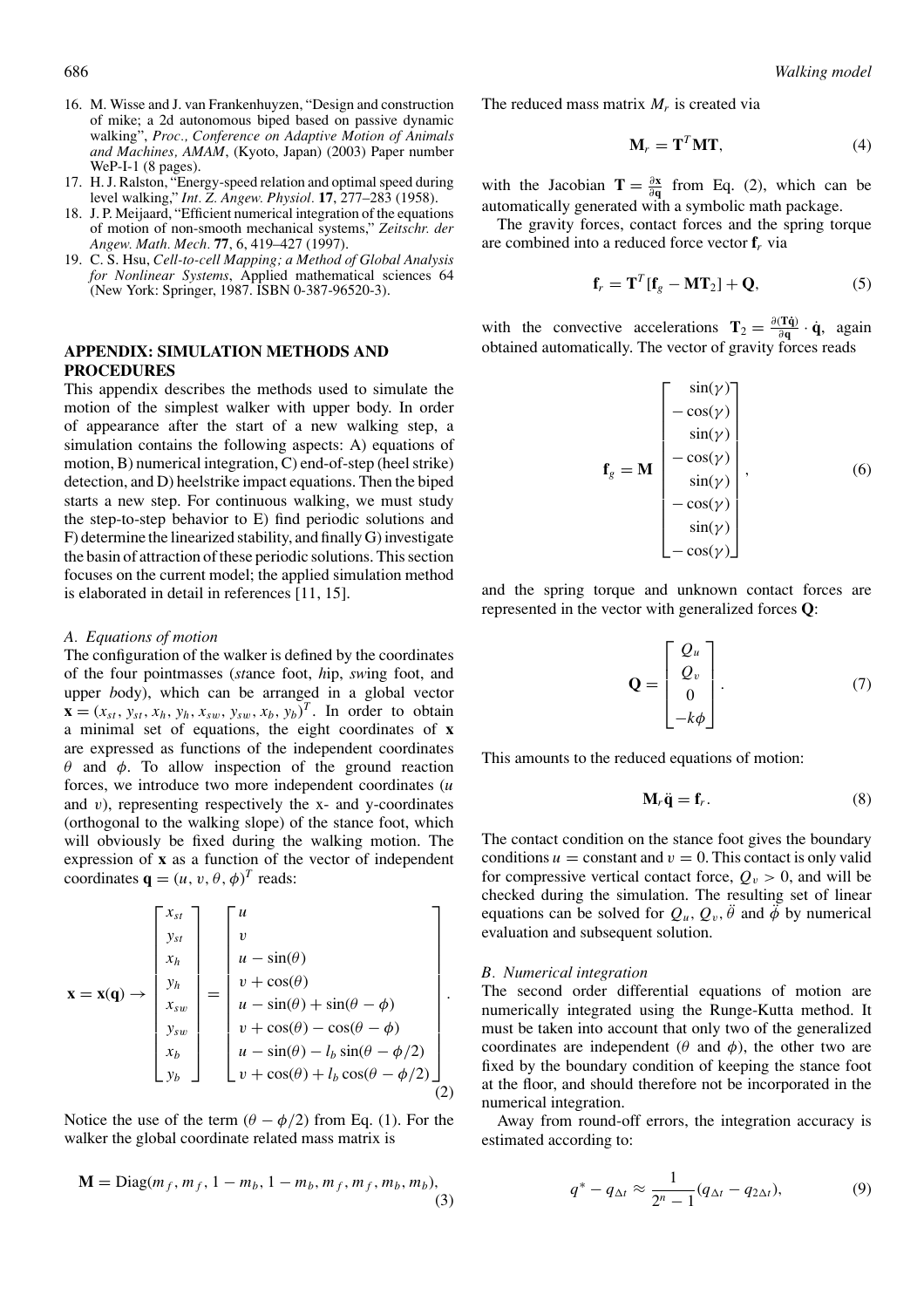16. M. Wisse and J. van Frankenhuyzen, "Design and construction of mike; a 2d autonomous biped based on passive dynamic walking", *Proc., Conference on Adaptive Motion of Animals and Machines, AMAM*, (Kyoto, Japan) (2003) Paper number WeP-I-1 (8 pages).
17. H. J. Ralston, "Energy-speed relation and optimal speed during level walking," *Int. Z. Angew. Physiol.* **17**, 277–283 (1958).
18. J. P. Meijaard, "Efficient numerical integration of the equations of motion of non-smooth mechanical systems," *Zeitschr. der Angew. Math. Mech.* **77**, 6, 419–427 (1997).
19. C. S. Hsu, *Cell-to-cell Mapping; a Method of Global Analysis for Nonlinear Systems*, Applied mathematical sciences 64 (New York: Springer, 1987. ISBN 0-387-96520-3).

## APPENDIX: SIMULATION METHODS AND PROCEDURES

This appendix describes the methods used to simulate the motion of the simplest walker with upper body. In order of appearance after the start of a new walking step, a simulation contains the following aspects: A) equations of motion, B) numerical integration, C) end-of-step (heel strike) detection, and D) heelstrike impact equations. Then the biped starts a new step. For continuous walking, we must study the step-to-step behavior to E) find periodic solutions and F) determine the linearized stability, and finally G) investigate the basin of attraction of these periodic solutions. This section focuses on the current model; the applied simulation method is elaborated in detail in references [11, 15].

### *A. Equations of motion*

The configuration of the walker is defined by the coordinates of the four pointmasses (*st*ance foot, *h*ip, *sw*ing foot, and upper *b*ody), which can be arranged in a global vector $\mathbf{x} = (x_{st}, y_{st}, x_h, y_h, x_{sw}, y_{sw}, x_b, y_b)^T$. In order to obtain a minimal set of equations, the eight coordinates of $\mathbf{x}$ are expressed as functions of the independent coordinates $\theta$ and $\phi$. To allow inspection of the ground reaction forces, we introduce two more independent coordinates ($u$ and $v$), representing respectively the x- and y-coordinates (orthogonal to the walking slope) of the stance foot, which will obviously be fixed during the walking motion. The expression of $\mathbf{x}$ as a function of the vector of independent coordinates $\mathbf{q} = (u, v, \theta, \phi)^T$ reads:

$$
\mathbf{x} = \mathbf{x}(\mathbf{q}) \rightarrow \begin{bmatrix} x_{st} \\ y_{st} \\ x_h \\ y_h \\ x_{sw} \\ y_{sw} \\ x_b \\ y_b \end{bmatrix} = \begin{bmatrix} u \\ v \\ u - \sin(\theta) \\ v + \cos(\theta) \\ u - \sin(\theta) + \sin(\theta - \phi) \\ v + \cos(\theta) - \cos(\theta - \phi) \\ u - \sin(\theta) - l_b \sin(\theta - \phi/2) \\ v + \cos(\theta) + l_b \cos(\theta - \phi/2) \end{bmatrix}. \tag{2}
$$

Notice the use of the term $(\theta - \phi/2)$ from Eq. (1). For the walker the global coordinate related mass matrix is

$$
\mathbf{M} = \mathrm{Diag}(m_f, m_f, 1 - m_b, 1 - m_b, m_f, m_f, m_b, m_b), \tag{3}
$$

The reduced mass matrix $M_r$ is created via

$$
\mathbf{M}_r = \mathbf{T}^T \mathbf{M} \mathbf{T}, \tag{4}
$$

with the Jacobian $\mathbf{T} = \frac{\partial \mathbf{x}}{\partial \mathbf{q}}$ from Eq. (2), which can be automatically generated with a symbolic math package.

The gravity forces, contact forces and the spring torque are combined into a reduced force vector $\mathbf{f}_r$ via

$$
\mathbf{f}_r = \mathbf{T}^T [\mathbf{f}_g - \mathbf{M}\mathbf{T}_2] + \mathbf{Q}, \tag{5}
$$

with the convective accelerations $\mathbf{T}_2 = \frac{\partial(\mathbf{T}\dot{\mathbf{q}})}{\partial \mathbf{q}} \cdot \dot{\mathbf{q}}$, again obtained automatically. The vector of gravity forces reads

$$
\mathbf{f}_g = \mathbf{M} \begin{bmatrix} \sin(\gamma) \\ -\cos(\gamma) \\ \sin(\gamma) \\ -\cos(\gamma) \\ \sin(\gamma) \\ -\cos(\gamma) \\ \sin(\gamma) \\ -\cos(\gamma) \end{bmatrix}, \tag{6}
$$

and the spring torque and unknown contact forces are represented in the vector with generalized forces $\mathbf{Q}$:

$$
\mathbf{Q} = \begin{bmatrix} Q_u \\ Q_v \\ 0 \\ -k\phi \end{bmatrix}. \tag{7}
$$

This amounts to the reduced equations of motion:

$$
\mathbf{M}_r \ddot{\mathbf{q}} = \mathbf{f}_r. \tag{8}
$$

The contact condition on the stance foot gives the boundary conditions $u =$ constant and $v = 0$. This contact is only valid for compressive vertical contact force, $Q_v > 0$, and will be checked during the simulation. The resulting set of linear equations can be solved for $Q_u$, $Q_v$, $\ddot{\theta}$ and $\ddot{\phi}$ by numerical evaluation and subsequent solution.

### *B. Numerical integration*

The second order differential equations of motion are numerically integrated using the Runge-Kutta method. It must be taken into account that only two of the generalized coordinates are independent ($\theta$ and $\phi$), the other two are fixed by the boundary condition of keeping the stance foot at the floor, and should therefore not be incorporated in the numerical integration.

Away from round-off errors, the integration accuracy is estimated according to:

$$
q^* - q_{\Delta t} \approx \frac{1}{2^n - 1}(q_{\Delta t} - q_{2\Delta t}), \tag{9}
$$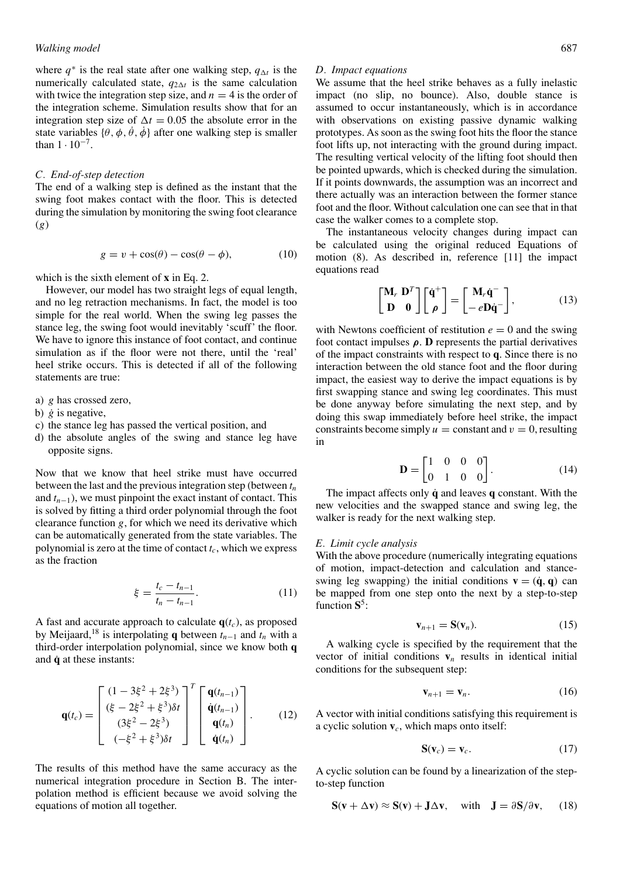where $q^*$ is the real state after one walking step, $q_{\Delta t}$ is the numerically calculated state, $q_{2\Delta t}$ is the same calculation with twice the integration step size, and $n = 4$ is the order of the integration scheme. Simulation results show that for an integration step size of $\Delta t = 0.05$ the absolute error in the state variables $\{\theta, \phi, \dot{\theta}, \dot{\phi}\}$ after one walking step is smaller than $1 \cdot 10^{-7}$.

### *C. End-of-step detection*

The end of a walking step is defined as the instant that the swing foot makes contact with the floor. This is detected during the simulation by monitoring the swing foot clearance ($g$)

$$g = v + \cos(\theta) - \cos(\theta - \phi), \tag{10}$$

which is the sixth element of $\mathbf{x}$ in Eq. 2.

However, our model has two straight legs of equal length, and no leg retraction mechanisms. In fact, the model is too simple for the real world. When the swing leg passes the stance leg, the swing foot would inevitably 'scuff' the floor. We have to ignore this instance of foot contact, and continue simulation as if the floor were not there, until the 'real' heel strike occurs. This is detected if all of the following statements are true:

a) $g$ has crossed zero,
b) $\dot{g}$ is negative,
c) the stance leg has passed the vertical position, and
d) the absolute angles of the swing and stance leg have opposite signs.

Now that we know that heel strike must have occurred between the last and the previous integration step (between $t_n$ and $t_{n-1}$), we must pinpoint the exact instant of contact. This is solved by fitting a third order polynomial through the foot clearance function $g$, for which we need its derivative which can be automatically generated from the state variables. The polynomial is zero at the time of contact $t_c$, which we express as the fraction

$$\xi = \frac{t_c - t_{n-1}}{t_n - t_{n-1}}. \tag{11}$$

A fast and accurate approach to calculate $\mathbf{q}(t_c)$, as proposed by Meijaard,[18] is interpolating $\mathbf{q}$ between $t_{n-1}$ and $t_n$ with a third-order interpolation polynomial, since we know both $\mathbf{q}$ and $\dot{\mathbf{q}}$ at these instants:

$$\mathbf{q}(t_c) = \begin{bmatrix} (1 - 3\xi^2 + 2\xi^3) \\ (\xi - 2\xi^2 + \xi^3)\delta t \\ (3\xi^2 - 2\xi^3) \\ (-\xi^2 + \xi^3)\delta t \end{bmatrix}^T \begin{bmatrix} \mathbf{q}(t_{n-1}) \\ \dot{\mathbf{q}}(t_{n-1}) \\ \mathbf{q}(t_n) \\ \dot{\mathbf{q}}(t_n) \end{bmatrix}. \tag{12}$$

The results of this method have the same accuracy as the numerical integration procedure in Section B. The interpolation method is efficient because we avoid solving the equations of motion all together.

### *D. Impact equations*

We assume that the heel strike behaves as a fully inelastic impact (no slip, no bounce). Also, double stance is assumed to occur instantaneously, which is in accordance with observations on existing passive dynamic walking prototypes. As soon as the swing foot hits the floor the stance foot lifts up, not interacting with the ground during impact. The resulting vertical velocity of the lifting foot should then be pointed upwards, which is checked during the simulation. If it points downwards, the assumption was an incorrect and there actually was an interaction between the former stance foot and the floor. Without calculation one can see that in that case the walker comes to a complete stop.

The instantaneous velocity changes during impact can be calculated using the original reduced Equations of motion (8). As described in, reference [11] the impact equations read

$$\begin{bmatrix} \mathbf{M}_r & \mathbf{D}^T \\ \mathbf{D} & \mathbf{0} \end{bmatrix} \begin{bmatrix} \dot{\mathbf{q}}^+ \\ \boldsymbol{\rho} \end{bmatrix} = \begin{bmatrix} \mathbf{M}_r \dot{\mathbf{q}}^- \\ -e\mathbf{D}\dot{\mathbf{q}}^- \end{bmatrix}, \tag{13}$$

with Newtons coefficient of restitution $e = 0$ and the swing foot contact impulses $\boldsymbol{\rho}$. $\mathbf{D}$ represents the partial derivatives of the impact constraints with respect to $\mathbf{q}$. Since there is no interaction between the old stance foot and the floor during impact, the easiest way to derive the impact equations is by first swapping stance and swing leg coordinates. This must be done anyway before simulating the next step, and by doing this swap immediately before heel strike, the impact constraints become simply $u$ = constant and $v = 0$, resulting in

$$\mathbf{D} = \begin{bmatrix} 1 & 0 & 0 & 0 \\ 0 & 1 & 0 & 0 \end{bmatrix}. \tag{14}$$

The impact affects only $\dot{\mathbf{q}}$ and leaves $\mathbf{q}$ constant. With the new velocities and the swapped stance and swing leg, the walker is ready for the next walking step.

### *E. Limit cycle analysis*

With the above procedure (numerically integrating equations of motion, impact-detection and calculation and stance-swing leg swapping) the initial conditions $\mathbf{v} = (\dot{\mathbf{q}}, \mathbf{q})$ can be mapped from one step onto the next by a step-to-step function $\mathbf{S}$[5]:

$$\mathbf{v}_{n+1} = \mathbf{S}(\mathbf{v}_n). \tag{15}$$

A walking cycle is specified by the requirement that the vector of initial conditions $\mathbf{v}_n$ results in identical initial conditions for the subsequent step:

$$\mathbf{v}_{n+1} = \mathbf{v}_n. \tag{16}$$

A vector with initial conditions satisfying this requirement is a cyclic solution $\mathbf{v}_c$, which maps onto itself:

$$\mathbf{S}(\mathbf{v}_c) = \mathbf{v}_c. \tag{17}$$

A cyclic solution can be found by a linearization of the step-to-step function

$$\mathbf{S}(\mathbf{v} + \Delta\mathbf{v}) \approx \mathbf{S}(\mathbf{v}) + \mathbf{J}\Delta\mathbf{v}, \quad \text{with} \quad \mathbf{J} = \partial\mathbf{S}/\partial\mathbf{v}, \tag{18}$$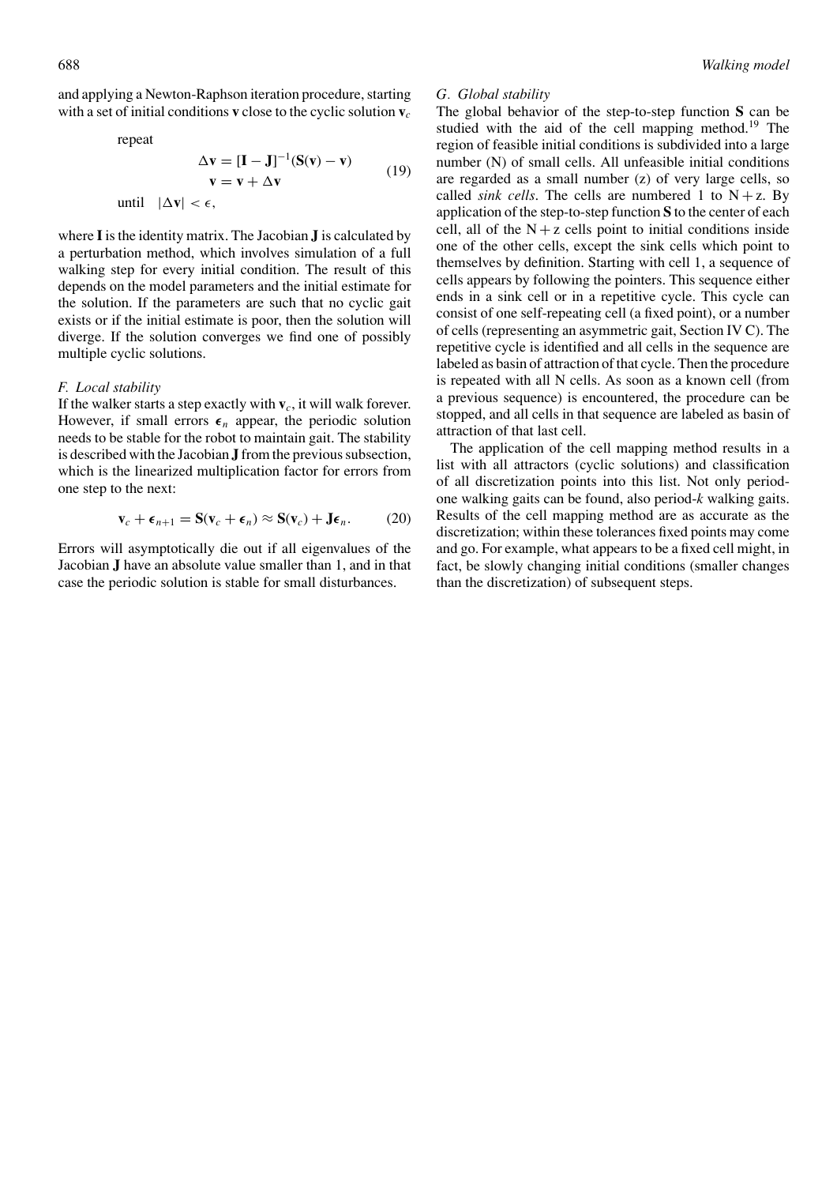and applying a Newton-Raphson iteration procedure, starting with a set of initial conditions $\mathbf{v}$ close to the cyclic solution $\mathbf{v}_c$

$$
\begin{aligned}
&\text{repeat} \\
&\qquad \Delta\mathbf{v} = [\mathbf{I} - \mathbf{J}]^{-1}(\mathbf{S}(\mathbf{v}) - \mathbf{v}) \\
&\qquad \mathbf{v} = \mathbf{v} + \Delta\mathbf{v} \qquad\qquad (19) \\
&\text{until} \quad |\Delta\mathbf{v}| < \epsilon,
\end{aligned}
$$

where $\mathbf{I}$ is the identity matrix. The Jacobian $\mathbf{J}$ is calculated by a perturbation method, which involves simulation of a full walking step for every initial condition. The result of this depends on the model parameters and the initial estimate for the solution. If the parameters are such that no cyclic gait exists or if the initial estimate is poor, then the solution will diverge. If the solution converges we find one of possibly multiple cyclic solutions.

### F. Local stability

If the walker starts a step exactly with $\mathbf{v}_c$, it will walk forever. However, if small errors $\boldsymbol{\epsilon}_n$ appear, the periodic solution needs to be stable for the robot to maintain gait. The stability is described with the Jacobian $\mathbf{J}$ from the previous subsection, which is the linearized multiplication factor for errors from one step to the next:

$$
\mathbf{v}_c + \boldsymbol{\epsilon}_{n+1} = \mathbf{S}(\mathbf{v}_c + \boldsymbol{\epsilon}_n) \approx \mathbf{S}(\mathbf{v}_c) + \mathbf{J}\boldsymbol{\epsilon}_n. \qquad (20)
$$

Errors will asymptotically die out if all eigenvalues of the Jacobian $\mathbf{J}$ have an absolute value smaller than 1, and in that case the periodic solution is stable for small disturbances.

### G. Global stability

The global behavior of the step-to-step function $\mathbf{S}$ can be studied with the aid of the cell mapping method.[19] The region of feasible initial conditions is subdivided into a large number (N) of small cells. All unfeasible initial conditions are regarded as a small number (z) of very large cells, so called *sink cells*. The cells are numbered 1 to N + z. By application of the step-to-step function $\mathbf{S}$ to the center of each cell, all of the N + z cells point to initial conditions inside one of the other cells, except the sink cells which point to themselves by definition. Starting with cell 1, a sequence of cells appears by following the pointers. This sequence either ends in a sink cell or in a repetitive cycle. This cycle can consist of one self-repeating cell (a fixed point), or a number of cells (representing an asymmetric gait, Section IV C). The repetitive cycle is identified and all cells in the sequence are labeled as basin of attraction of that cycle. Then the procedure is repeated with all N cells. As soon as a known cell (from a previous sequence) is encountered, the procedure can be stopped, and all cells in that sequence are labeled as basin of attraction of that last cell.

The application of the cell mapping method results in a list with all attractors (cyclic solutions) and classification of all discretization points into this list. Not only period-one walking gaits can be found, also period-$k$ walking gaits. Results of the cell mapping method are as accurate as the discretization; within these tolerances fixed points may come and go. For example, what appears to be a fixed cell might, in fact, be slowly changing initial conditions (smaller changes than the discretization) of subsequent steps.